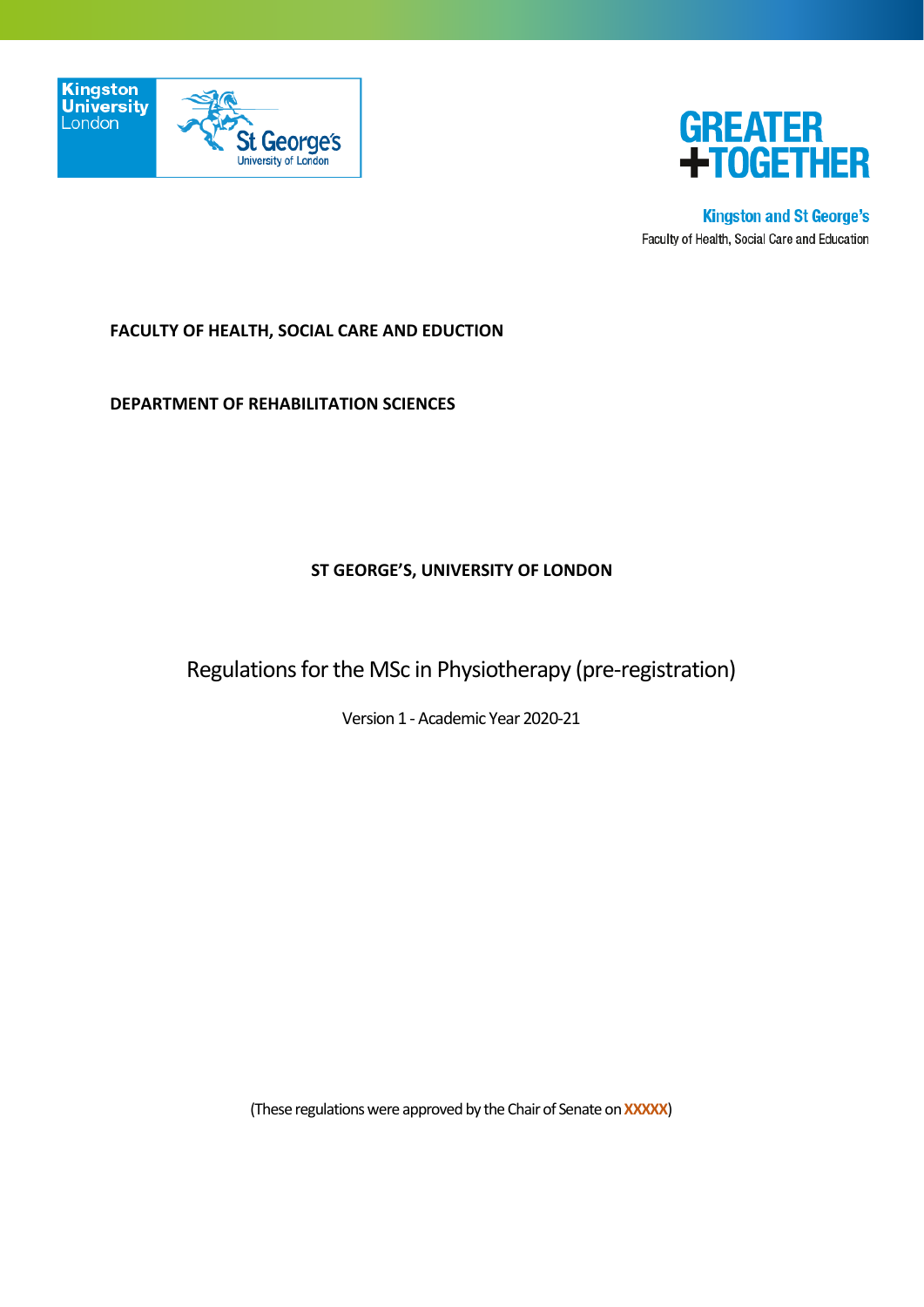Kingston University London | St George's University of London

**GREATER**
**+TOGETHER**

**Kingston and St George's**
Faculty of Health, Social Care and Education

**FACULTY OF HEALTH, SOCIAL CARE AND EDUCTION**

**DEPARTMENT OF REHABILITATION SCIENCES**

**ST GEORGE'S, UNIVERSITY OF LONDON**

# Regulations for the MSc in Physiotherapy (pre-registration)

Version 1 - Academic Year 2020-21

(These regulations were approved by the Chair of Senate on **XXXXX**)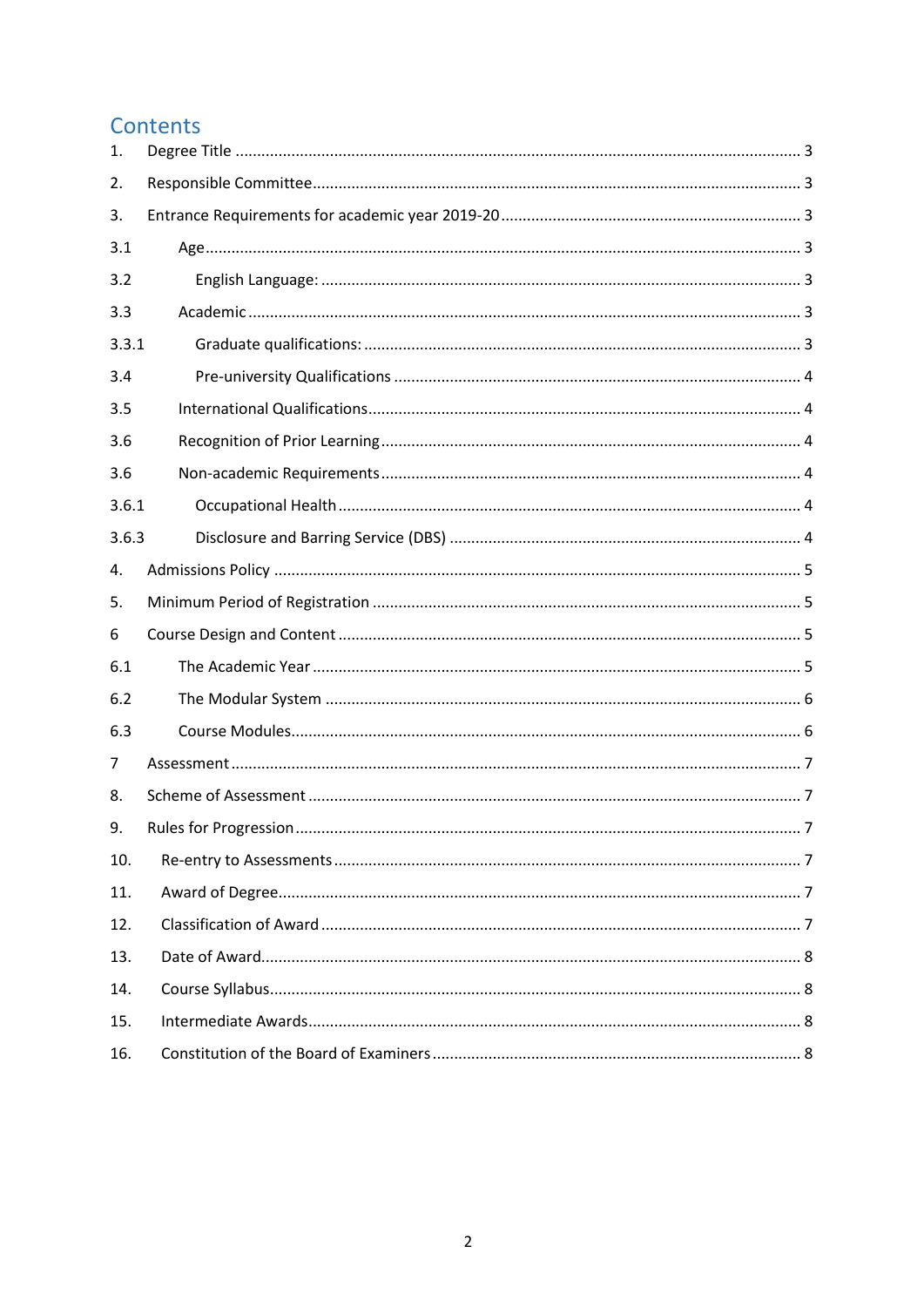# Contents

1. Degree Title ... 3
2. Responsible Committee ... 3
3. Entrance Requirements for academic year 2019-20 ... 3
   - 3.1 Age ... 3
   - 3.2 English Language: ... 3
   - 3.3 Academic ... 3
   - 3.3.1 Graduate qualifications: ... 3
   - 3.4 Pre-university Qualifications ... 4
   - 3.5 International Qualifications ... 4
   - 3.6 Recognition of Prior Learning ... 4
   - 3.6 Non-academic Requirements ... 4
   - 3.6.1 Occupational Health ... 4
   - 3.6.3 Disclosure and Barring Service (DBS) ... 4
4. Admissions Policy ... 5
5. Minimum Period of Registration ... 5
6. Course Design and Content ... 5
   - 6.1 The Academic Year ... 5
   - 6.2 The Modular System ... 6
   - 6.3 Course Modules ... 6
7. Assessment ... 7
8. Scheme of Assessment ... 7
9. Rules for Progression ... 7
10. Re-entry to Assessments ... 7
11. Award of Degree ... 7
12. Classification of Award ... 7
13. Date of Award ... 8
14. Course Syllabus ... 8
15. Intermediate Awards ... 8
16. Constitution of the Board of Examiners ... 8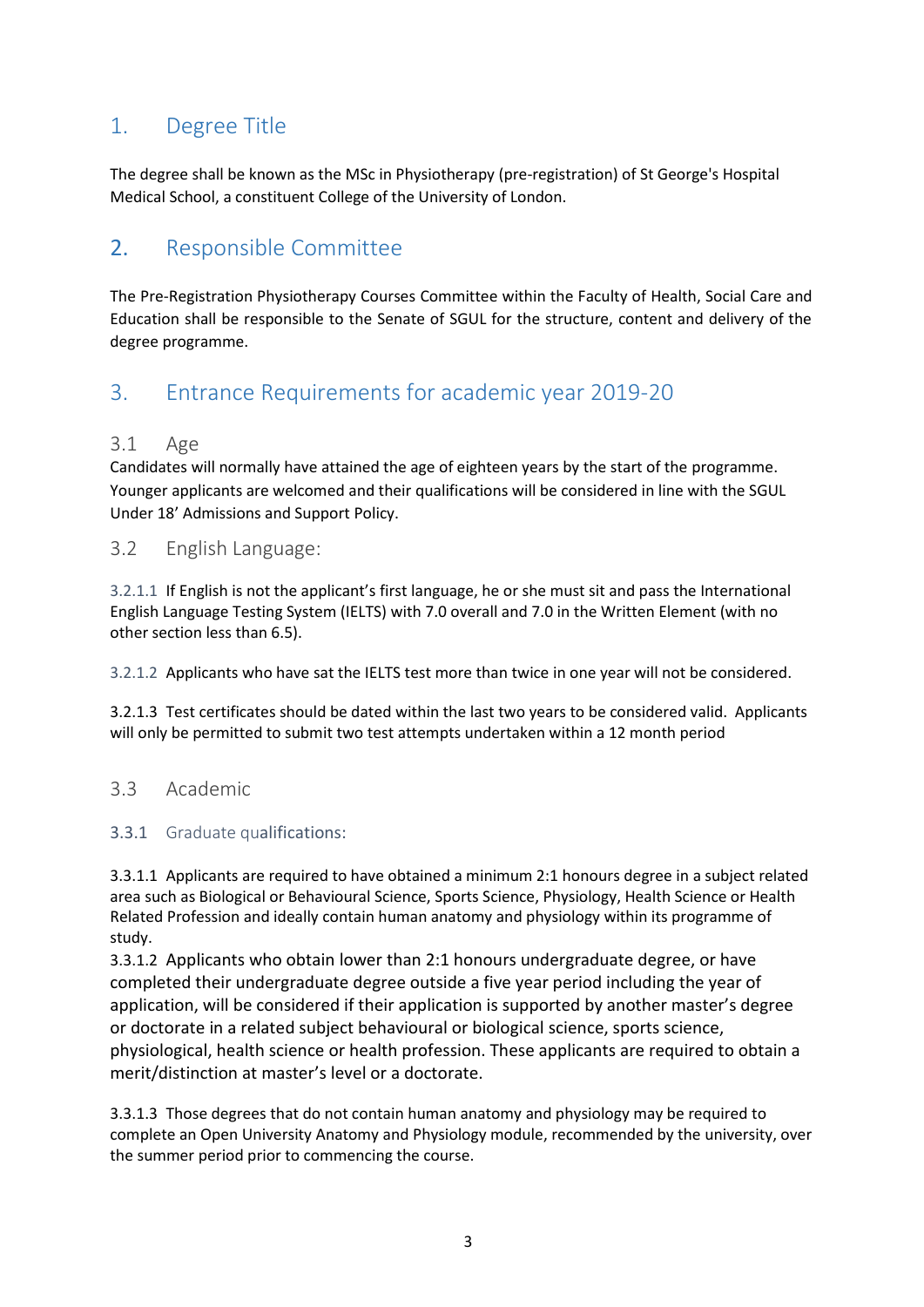## 1. Degree Title

The degree shall be known as the MSc in Physiotherapy (pre-registration) of St George's Hospital Medical School, a constituent College of the University of London.

## 2. Responsible Committee

The Pre-Registration Physiotherapy Courses Committee within the Faculty of Health, Social Care and Education shall be responsible to the Senate of SGUL for the structure, content and delivery of the degree programme.

## 3. Entrance Requirements for academic year 2019-20

### 3.1 Age

Candidates will normally have attained the age of eighteen years by the start of the programme. Younger applicants are welcomed and their qualifications will be considered in line with the SGUL Under 18' Admissions and Support Policy.

### 3.2 English Language:

3.2.1.1 If English is not the applicant's first language, he or she must sit and pass the International English Language Testing System (IELTS) with 7.0 overall and 7.0 in the Written Element (with no other section less than 6.5).

3.2.1.2 Applicants who have sat the IELTS test more than twice in one year will not be considered.

3.2.1.3 Test certificates should be dated within the last two years to be considered valid. Applicants will only be permitted to submit two test attempts undertaken within a 12 month period

### 3.3 Academic

#### 3.3.1 Graduate qualifications:

3.3.1.1 Applicants are required to have obtained a minimum 2:1 honours degree in a subject related area such as Biological or Behavioural Science, Sports Science, Physiology, Health Science or Health Related Profession and ideally contain human anatomy and physiology within its programme of study.

3.3.1.2 Applicants who obtain lower than 2:1 honours undergraduate degree, or have completed their undergraduate degree outside a five year period including the year of application, will be considered if their application is supported by another master's degree or doctorate in a related subject behavioural or biological science, sports science, physiological, health science or health profession. These applicants are required to obtain a merit/distinction at master's level or a doctorate.

3.3.1.3 Those degrees that do not contain human anatomy and physiology may be required to complete an Open University Anatomy and Physiology module, recommended by the university, over the summer period prior to commencing the course.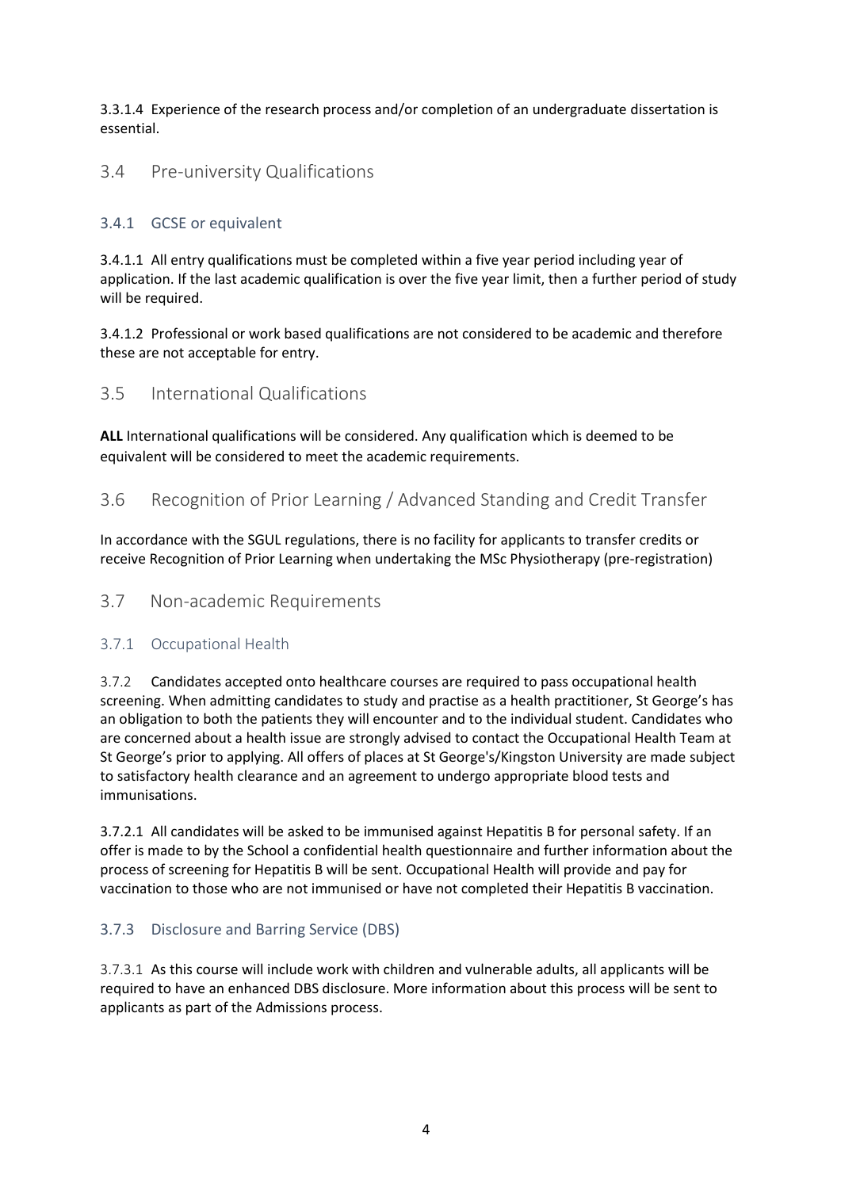3.3.1.4 Experience of the research process and/or completion of an undergraduate dissertation is essential.

## 3.4 Pre-university Qualifications

### 3.4.1 GCSE or equivalent

3.4.1.1 All entry qualifications must be completed within a five year period including year of application. If the last academic qualification is over the five year limit, then a further period of study will be required.

3.4.1.2 Professional or work based qualifications are not considered to be academic and therefore these are not acceptable for entry.

## 3.5 International Qualifications

**ALL** International qualifications will be considered. Any qualification which is deemed to be equivalent will be considered to meet the academic requirements.

## 3.6 Recognition of Prior Learning / Advanced Standing and Credit Transfer

In accordance with the SGUL regulations, there is no facility for applicants to transfer credits or receive Recognition of Prior Learning when undertaking the MSc Physiotherapy (pre-registration)

## 3.7 Non-academic Requirements

### 3.7.1 Occupational Health

3.7.2 Candidates accepted onto healthcare courses are required to pass occupational health screening. When admitting candidates to study and practise as a health practitioner, St George's has an obligation to both the patients they will encounter and to the individual student. Candidates who are concerned about a health issue are strongly advised to contact the Occupational Health Team at St George's prior to applying. All offers of places at St George's/Kingston University are made subject to satisfactory health clearance and an agreement to undergo appropriate blood tests and immunisations.

3.7.2.1 All candidates will be asked to be immunised against Hepatitis B for personal safety. If an offer is made to by the School a confidential health questionnaire and further information about the process of screening for Hepatitis B will be sent. Occupational Health will provide and pay for vaccination to those who are not immunised or have not completed their Hepatitis B vaccination.

### 3.7.3 Disclosure and Barring Service (DBS)

3.7.3.1 As this course will include work with children and vulnerable adults, all applicants will be required to have an enhanced DBS disclosure. More information about this process will be sent to applicants as part of the Admissions process.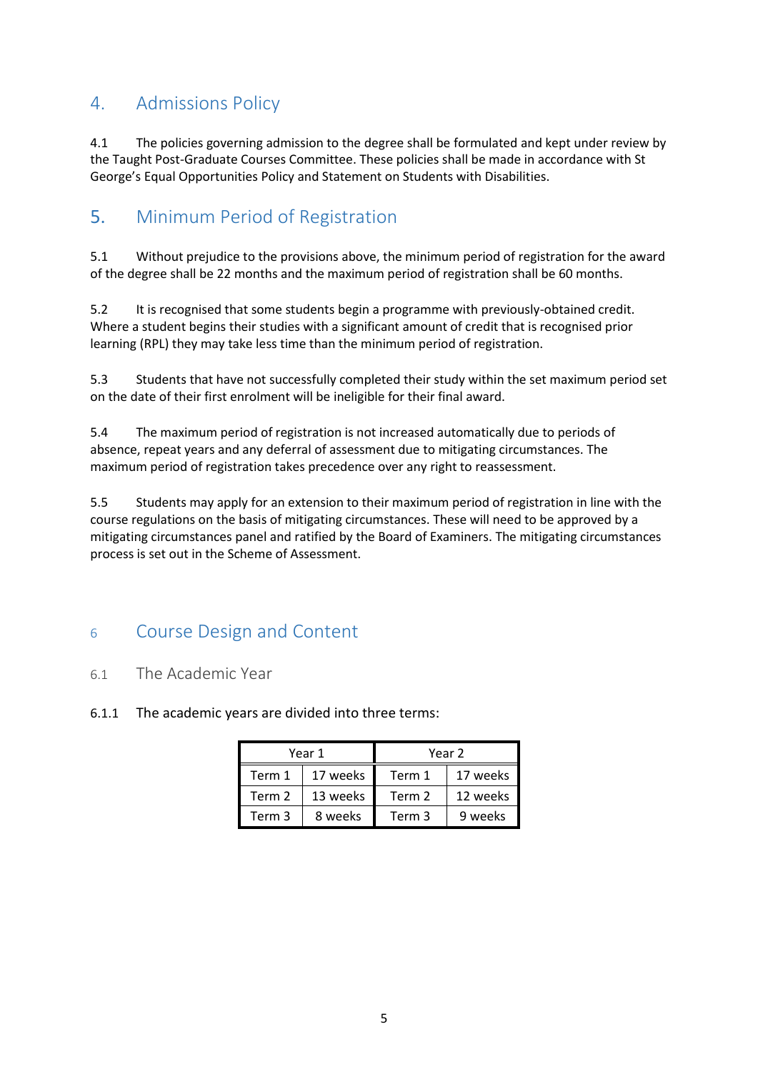## 4. Admissions Policy

4.1 The policies governing admission to the degree shall be formulated and kept under review by the Taught Post-Graduate Courses Committee. These policies shall be made in accordance with St George's Equal Opportunities Policy and Statement on Students with Disabilities.

## 5. Minimum Period of Registration

5.1 Without prejudice to the provisions above, the minimum period of registration for the award of the degree shall be 22 months and the maximum period of registration shall be 60 months.

5.2 It is recognised that some students begin a programme with previously-obtained credit. Where a student begins their studies with a significant amount of credit that is recognised prior learning (RPL) they may take less time than the minimum period of registration.

5.3 Students that have not successfully completed their study within the set maximum period set on the date of their first enrolment will be ineligible for their final award.

5.4 The maximum period of registration is not increased automatically due to periods of absence, repeat years and any deferral of assessment due to mitigating circumstances. The maximum period of registration takes precedence over any right to reassessment.

5.5 Students may apply for an extension to their maximum period of registration in line with the course regulations on the basis of mitigating circumstances. These will need to be approved by a mitigating circumstances panel and ratified by the Board of Examiners. The mitigating circumstances process is set out in the Scheme of Assessment.

## 6 Course Design and Content

### 6.1 The Academic Year

6.1.1 The academic years are divided into three terms:

| Year 1 | | Year 2 | |
|---|---|---|---|
| Term 1 | 17 weeks | Term 1 | 17 weeks |
| Term 2 | 13 weeks | Term 2 | 12 weeks |
| Term 3 | 8 weeks | Term 3 | 9 weeks |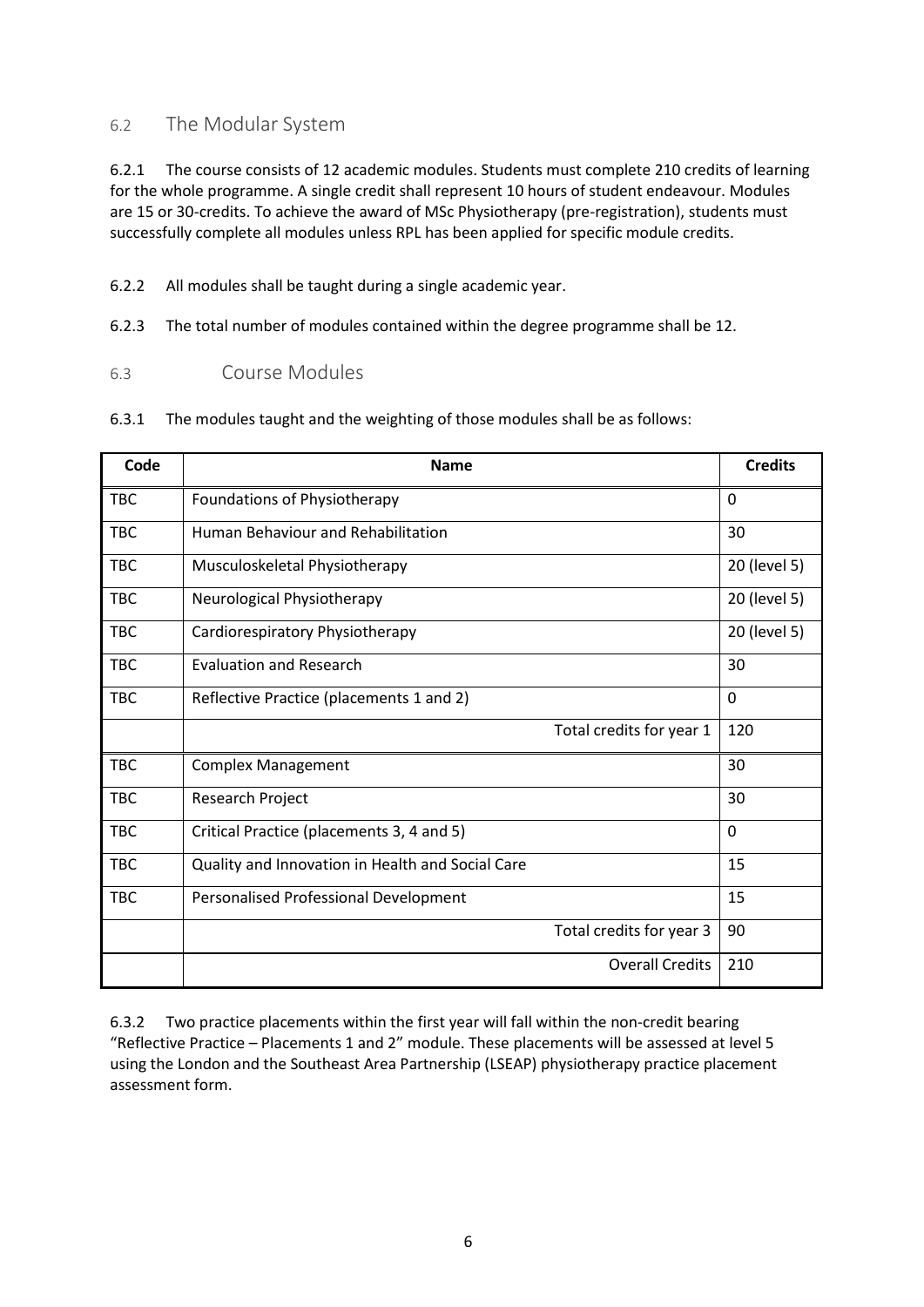## 6.2 The Modular System

6.2.1 The course consists of 12 academic modules. Students must complete 210 credits of learning for the whole programme. A single credit shall represent 10 hours of student endeavour. Modules are 15 or 30-credits. To achieve the award of MSc Physiotherapy (pre-registration), students must successfully complete all modules unless RPL has been applied for specific module credits.

6.2.2 All modules shall be taught during a single academic year.

6.2.3 The total number of modules contained within the degree programme shall be 12.

## 6.3 Course Modules

6.3.1 The modules taught and the weighting of those modules shall be as follows:

| Code | Name | Credits |
|---|---|---|
| TBC | Foundations of Physiotherapy | 0 |
| TBC | Human Behaviour and Rehabilitation | 30 |
| TBC | Musculoskeletal Physiotherapy | 20 (level 5) |
| TBC | Neurological Physiotherapy | 20 (level 5) |
| TBC | Cardiorespiratory Physiotherapy | 20 (level 5) |
| TBC | Evaluation and Research | 30 |
| TBC | Reflective Practice (placements 1 and 2) | 0 |
| | Total credits for year 1 | 120 |
| TBC | Complex Management | 30 |
| TBC | Research Project | 30 |
| TBC | Critical Practice (placements 3, 4 and 5) | 0 |
| TBC | Quality and Innovation in Health and Social Care | 15 |
| TBC | Personalised Professional Development | 15 |
| | Total credits for year 3 | 90 |
| | Overall Credits | 210 |

6.3.2 Two practice placements within the first year will fall within the non-credit bearing "Reflective Practice – Placements 1 and 2" module. These placements will be assessed at level 5 using the London and the Southeast Area Partnership (LSEAP) physiotherapy practice placement assessment form.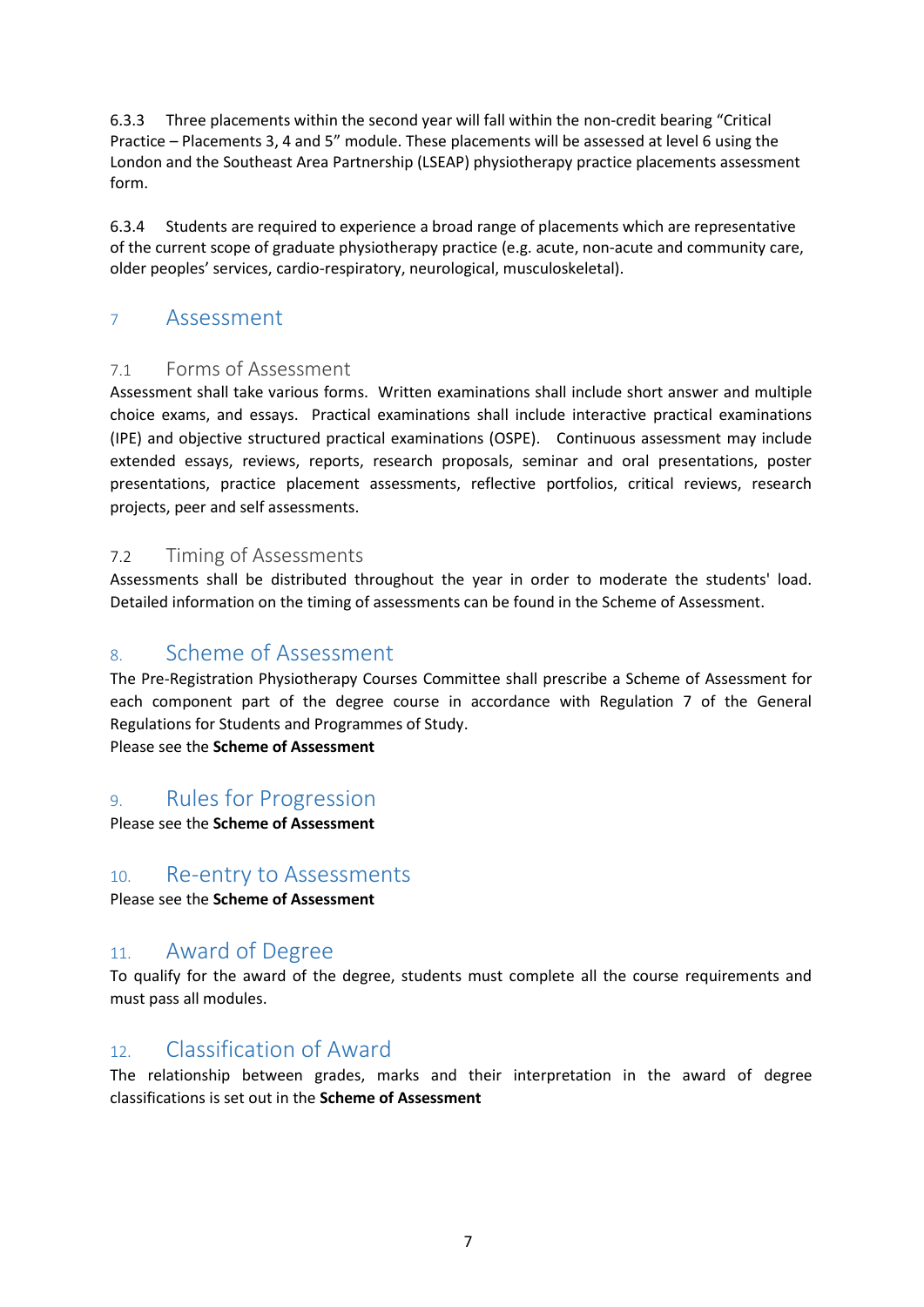6.3.3 Three placements within the second year will fall within the non-credit bearing “Critical Practice – Placements 3, 4 and 5” module. These placements will be assessed at level 6 using the London and the Southeast Area Partnership (LSEAP) physiotherapy practice placements assessment form.

6.3.4 Students are required to experience a broad range of placements which are representative of the current scope of graduate physiotherapy practice (e.g. acute, non-acute and community care, older peoples’ services, cardio-respiratory, neurological, musculoskeletal).

# 7 Assessment

## 7.1 Forms of Assessment

Assessment shall take various forms. Written examinations shall include short answer and multiple choice exams, and essays. Practical examinations shall include interactive practical examinations (IPE) and objective structured practical examinations (OSPE). Continuous assessment may include extended essays, reviews, reports, research proposals, seminar and oral presentations, poster presentations, practice placement assessments, reflective portfolios, critical reviews, research projects, peer and self assessments.

## 7.2 Timing of Assessments

Assessments shall be distributed throughout the year in order to moderate the students' load. Detailed information on the timing of assessments can be found in the Scheme of Assessment.

# 8. Scheme of Assessment

The Pre-Registration Physiotherapy Courses Committee shall prescribe a Scheme of Assessment for each component part of the degree course in accordance with Regulation 7 of the General Regulations for Students and Programmes of Study.

Please see the **Scheme of Assessment**

# 9. Rules for Progression

Please see the **Scheme of Assessment**

# 10. Re-entry to Assessments

Please see the **Scheme of Assessment**

# 11. Award of Degree

To qualify for the award of the degree, students must complete all the course requirements and must pass all modules.

# 12. Classification of Award

The relationship between grades, marks and their interpretation in the award of degree classifications is set out in the **Scheme of Assessment**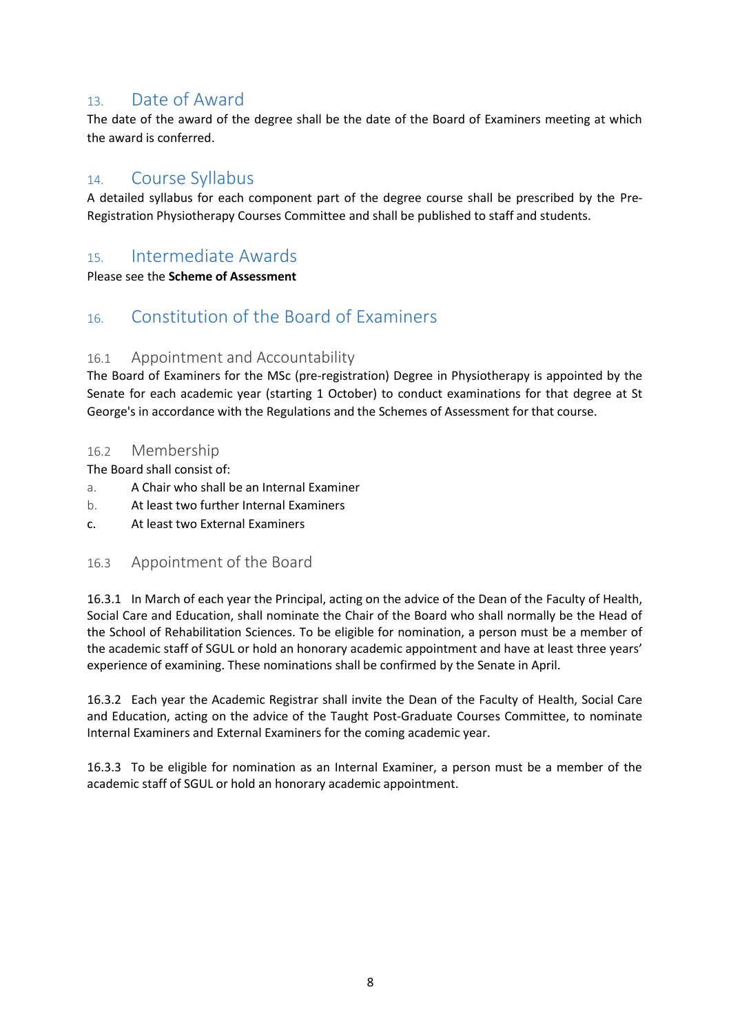## 13. Date of Award

The date of the award of the degree shall be the date of the Board of Examiners meeting at which the award is conferred.

## 14. Course Syllabus

A detailed syllabus for each component part of the degree course shall be prescribed by the Pre-Registration Physiotherapy Courses Committee and shall be published to staff and students.

## 15. Intermediate Awards

Please see the **Scheme of Assessment**

## 16. Constitution of the Board of Examiners

### 16.1 Appointment and Accountability

The Board of Examiners for the MSc (pre-registration) Degree in Physiotherapy is appointed by the Senate for each academic year (starting 1 October) to conduct examinations for that degree at St George's in accordance with the Regulations and the Schemes of Assessment for that course.

### 16.2 Membership

The Board shall consist of:

a. A Chair who shall be an Internal Examiner

b. At least two further Internal Examiners

c. At least two External Examiners

### 16.3 Appointment of the Board

16.3.1 In March of each year the Principal, acting on the advice of the Dean of the Faculty of Health, Social Care and Education, shall nominate the Chair of the Board who shall normally be the Head of the School of Rehabilitation Sciences. To be eligible for nomination, a person must be a member of the academic staff of SGUL or hold an honorary academic appointment and have at least three years' experience of examining. These nominations shall be confirmed by the Senate in April.

16.3.2 Each year the Academic Registrar shall invite the Dean of the Faculty of Health, Social Care and Education, acting on the advice of the Taught Post-Graduate Courses Committee, to nominate Internal Examiners and External Examiners for the coming academic year.

16.3.3 To be eligible for nomination as an Internal Examiner, a person must be a member of the academic staff of SGUL or hold an honorary academic appointment.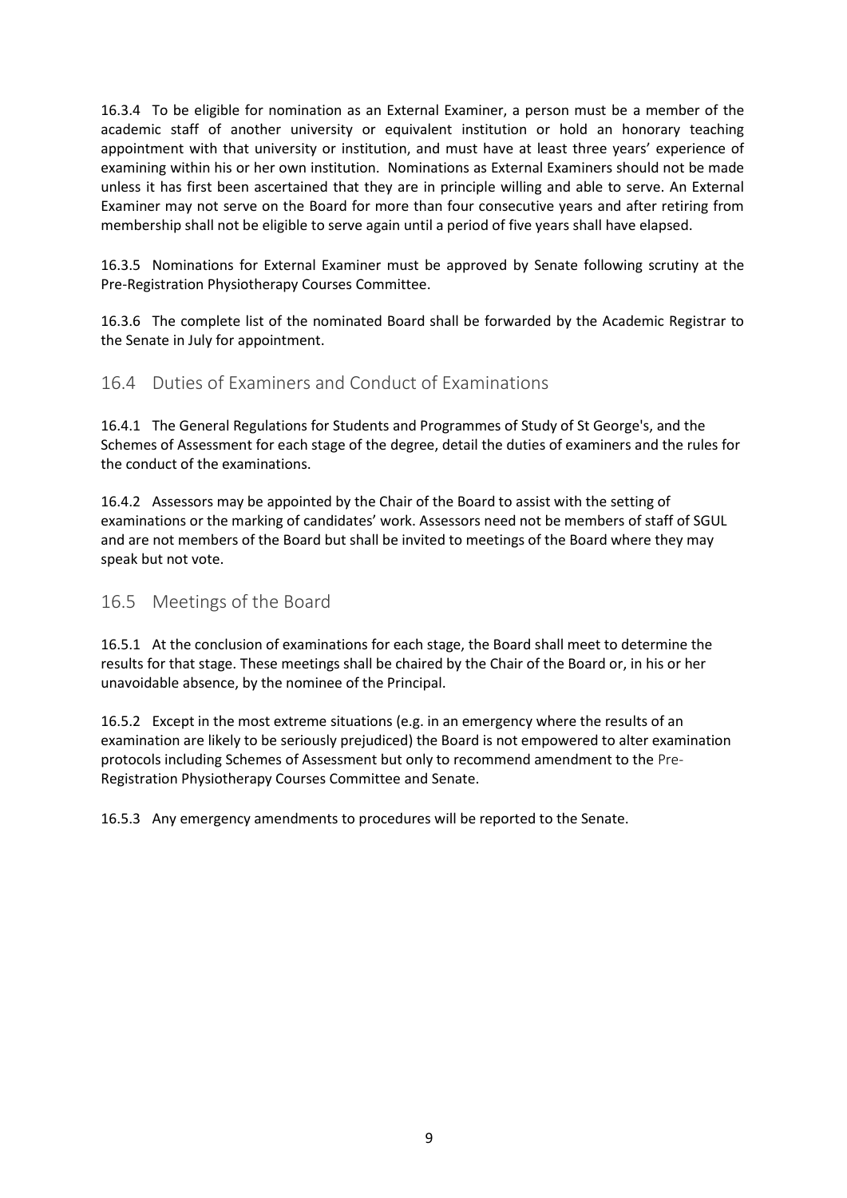16.3.4 To be eligible for nomination as an External Examiner, a person must be a member of the academic staff of another university or equivalent institution or hold an honorary teaching appointment with that university or institution, and must have at least three years' experience of examining within his or her own institution. Nominations as External Examiners should not be made unless it has first been ascertained that they are in principle willing and able to serve. An External Examiner may not serve on the Board for more than four consecutive years and after retiring from membership shall not be eligible to serve again until a period of five years shall have elapsed.

16.3.5 Nominations for External Examiner must be approved by Senate following scrutiny at the Pre-Registration Physiotherapy Courses Committee.

16.3.6 The complete list of the nominated Board shall be forwarded by the Academic Registrar to the Senate in July for appointment.

## 16.4 Duties of Examiners and Conduct of Examinations

16.4.1 The General Regulations for Students and Programmes of Study of St George's, and the Schemes of Assessment for each stage of the degree, detail the duties of examiners and the rules for the conduct of the examinations.

16.4.2 Assessors may be appointed by the Chair of the Board to assist with the setting of examinations or the marking of candidates' work. Assessors need not be members of staff of SGUL and are not members of the Board but shall be invited to meetings of the Board where they may speak but not vote.

## 16.5 Meetings of the Board

16.5.1 At the conclusion of examinations for each stage, the Board shall meet to determine the results for that stage. These meetings shall be chaired by the Chair of the Board or, in his or her unavoidable absence, by the nominee of the Principal.

16.5.2 Except in the most extreme situations (e.g. in an emergency where the results of an examination are likely to be seriously prejudiced) the Board is not empowered to alter examination protocols including Schemes of Assessment but only to recommend amendment to the Pre-Registration Physiotherapy Courses Committee and Senate.

16.5.3 Any emergency amendments to procedures will be reported to the Senate.